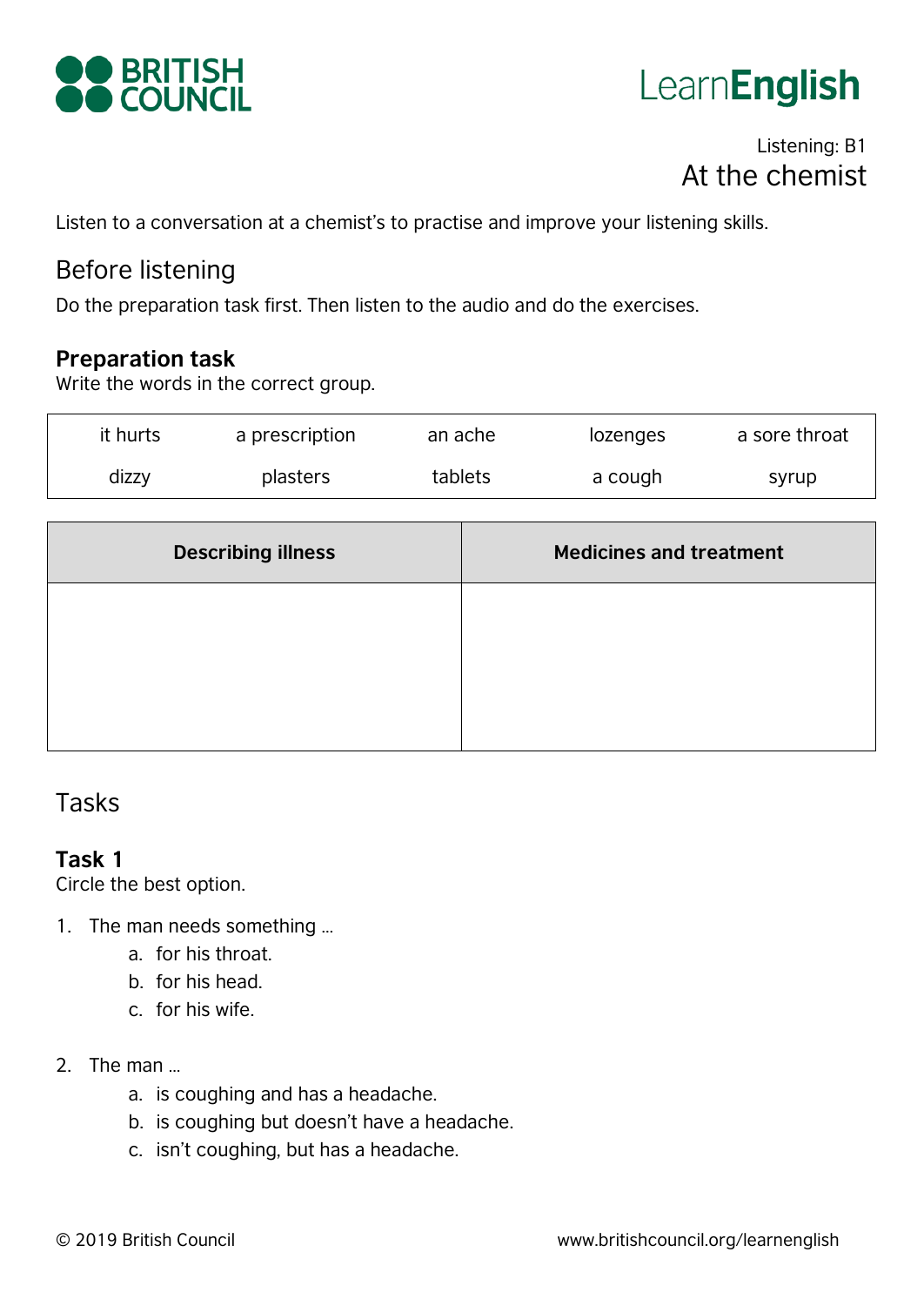BRITISH COUNCIL

LearnEnglish

Listening: B1

# At the chemist

Listen to a conversation at a chemist's to practise and improve your listening skills.

## Before listening

Do the preparation task first. Then listen to the audio and do the exercises.

### Preparation task

Write the words in the correct group.

| | | | | |
|---|---|---|---|---|
| it hurts | a prescription | an ache | lozenges | a sore throat |
| dizzy | plasters | tablets | a cough | syrup |

| Describing illness | Medicines and treatment |
|---|---|
| | |

## Tasks

### Task 1

Circle the best option.

1. The man needs something …
   a. for his throat.
   b. for his head.
   c. for his wife.

2. The man …
   a. is coughing and has a headache.
   b. is coughing but doesn't have a headache.
   c. isn't coughing, but has a headache.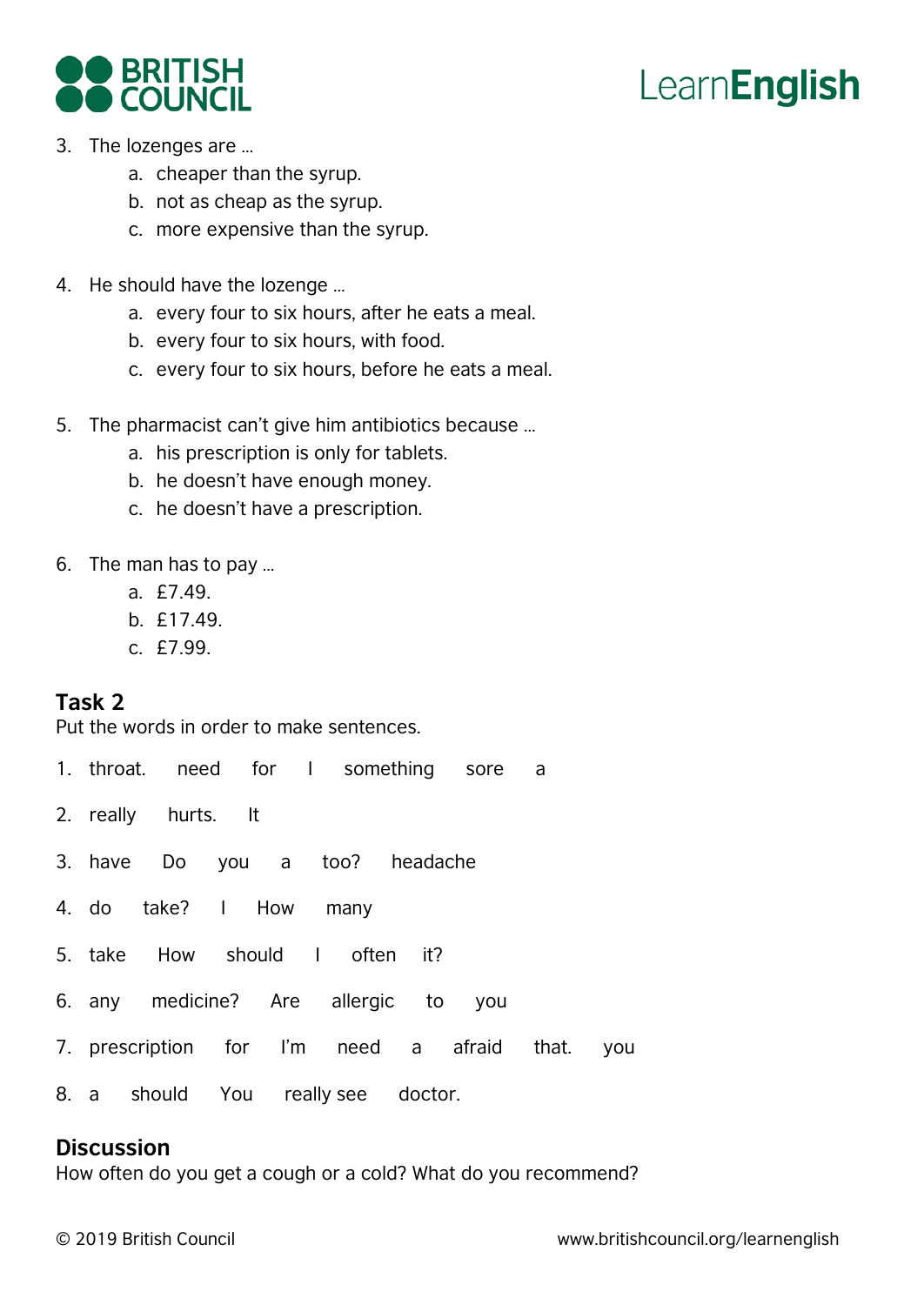3. The lozenges are …
    a. cheaper than the syrup.
    b. not as cheap as the syrup.
    c. more expensive than the syrup.

4. He should have the lozenge …
    a. every four to six hours, after he eats a meal.
    b. every four to six hours, with food.
    c. every four to six hours, before he eats a meal.

5. The pharmacist can't give him antibiotics because …
    a. his prescription is only for tablets.
    b. he doesn't have enough money.
    c. he doesn't have a prescription.

6. The man has to pay …
    a. £7.49.
    b. £17.49.
    c. £7.99.

## Task 2

Put the words in order to make sentences.

1. throat. need for I something sore a
2. really hurts. It
3. have Do you a too? headache
4. do take? I How many
5. take How should I often it?
6. any medicine? Are allergic to you
7. prescription for I'm need a afraid that. you
8. a should You really see doctor.

## Discussion

How often do you get a cough or a cold? What do you recommend?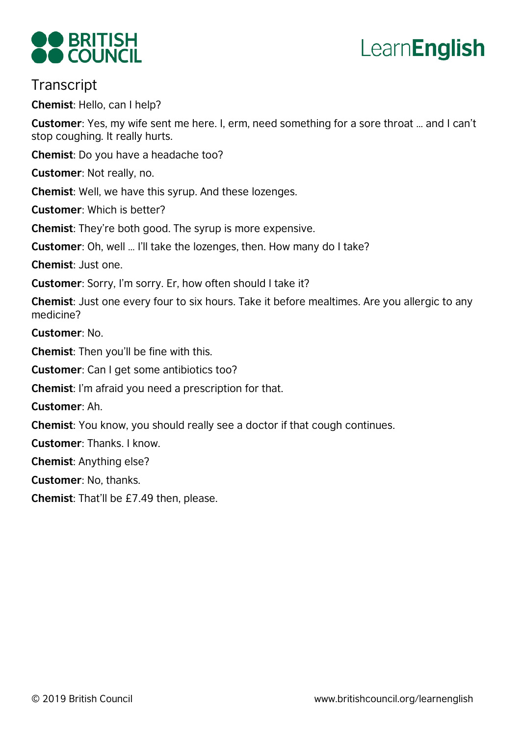## Transcript

**Chemist**: Hello, can I help?

**Customer**: Yes, my wife sent me here. I, erm, need something for a sore throat … and I can't stop coughing. It really hurts.

**Chemist**: Do you have a headache too?

**Customer**: Not really, no.

**Chemist**: Well, we have this syrup. And these lozenges.

**Customer**: Which is better?

**Chemist**: They're both good. The syrup is more expensive.

**Customer**: Oh, well … I'll take the lozenges, then. How many do I take?

**Chemist**: Just one.

**Customer**: Sorry, I'm sorry. Er, how often should I take it?

**Chemist**: Just one every four to six hours. Take it before mealtimes. Are you allergic to any medicine?

**Customer**: No.

**Chemist**: Then you'll be fine with this.

**Customer**: Can I get some antibiotics too?

**Chemist**: I'm afraid you need a prescription for that.

**Customer**: Ah.

**Chemist**: You know, you should really see a doctor if that cough continues.

**Customer**: Thanks. I know.

**Chemist**: Anything else?

**Customer**: No, thanks.

**Chemist**: That'll be £7.49 then, please.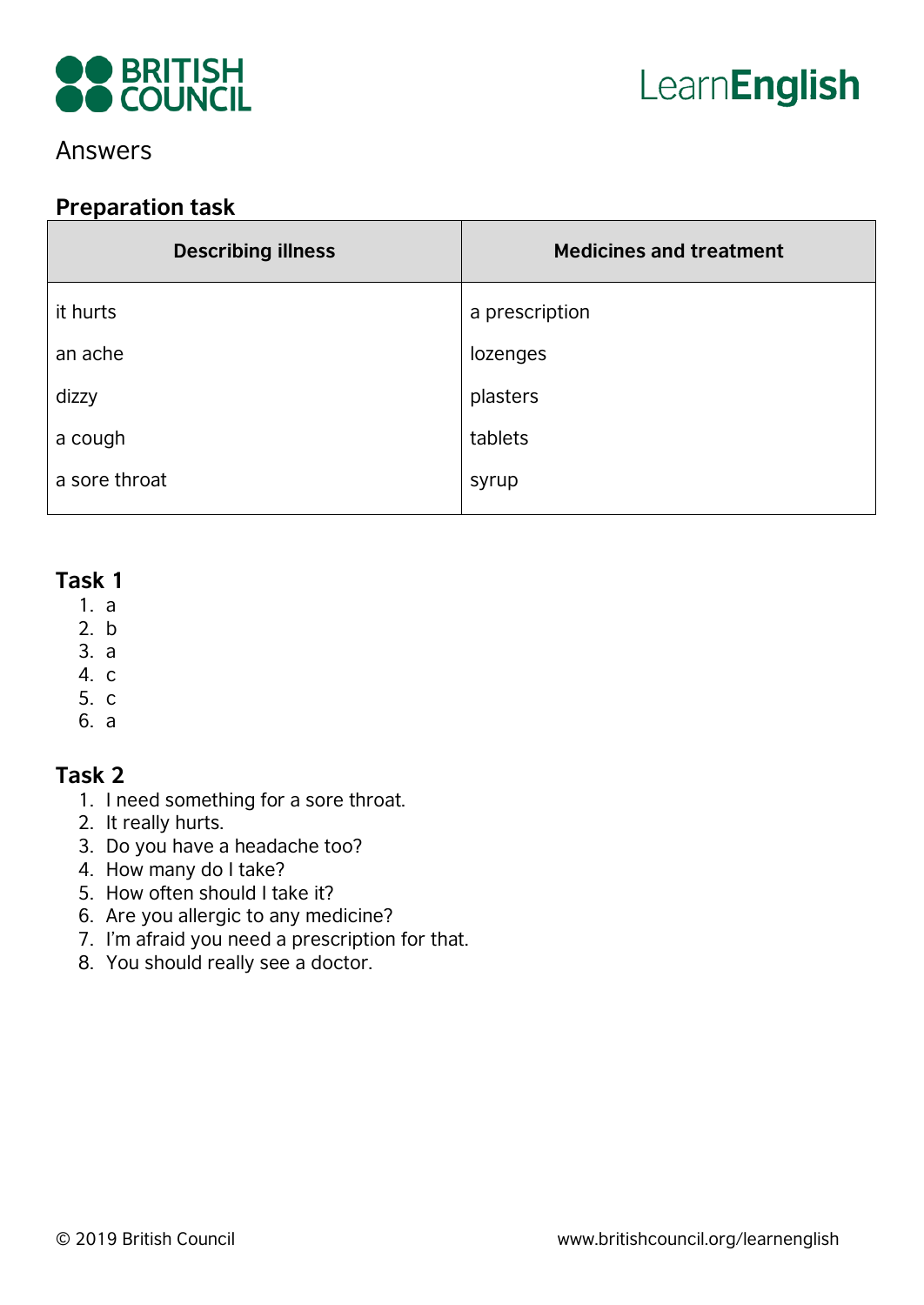# Answers

## Preparation task

| Describing illness | Medicines and treatment |
|---|---|
| it hurts | a prescription |
| an ache | lozenges |
| dizzy | plasters |
| a cough | tablets |
| a sore throat | syrup |

## Task 1

1. a
2. b
3. a
4. c
5. c
6. a

## Task 2

1. I need something for a sore throat.
2. It really hurts.
3. Do you have a headache too?
4. How many do I take?
5. How often should I take it?
6. Are you allergic to any medicine?
7. I'm afraid you need a prescription for that.
8. You should really see a doctor.